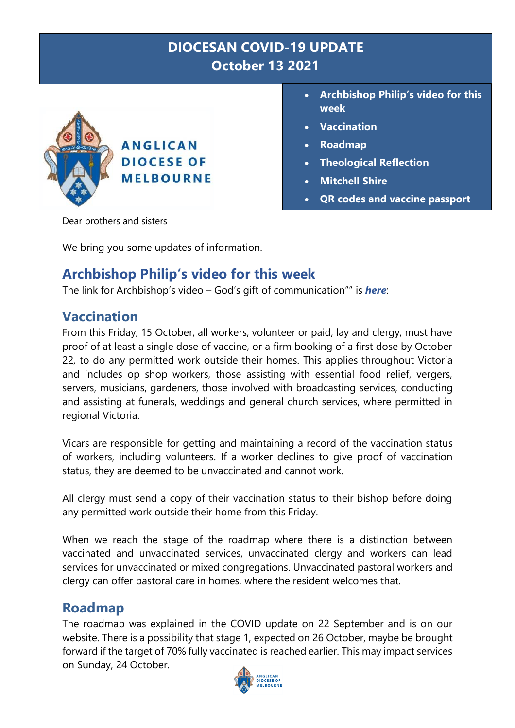# DIOCESAN COVID-19 UPDATE
# October 13 2021

ANGLICAN DIOCESE OF MELBOURNE

- Archbishop Philip's video for this week
- Vaccination
- Roadmap
- Theological Reflection
- Mitchell Shire
- QR codes and vaccine passport

Dear brothers and sisters

We bring you some updates of information.

## Archbishop Philip's video for this week

The link for Archbishop's video – God's gift of communication"" is ***here***:

## Vaccination

From this Friday, 15 October, all workers, volunteer or paid, lay and clergy, must have proof of at least a single dose of vaccine, or a firm booking of a first dose by October 22, to do any permitted work outside their homes. This applies throughout Victoria and includes op shop workers, those assisting with essential food relief, vergers, servers, musicians, gardeners, those involved with broadcasting services, conducting and assisting at funerals, weddings and general church services, where permitted in regional Victoria.

Vicars are responsible for getting and maintaining a record of the vaccination status of workers, including volunteers. If a worker declines to give proof of vaccination status, they are deemed to be unvaccinated and cannot work.

All clergy must send a copy of their vaccination status to their bishop before doing any permitted work outside their home from this Friday.

When we reach the stage of the roadmap where there is a distinction between vaccinated and unvaccinated services, unvaccinated clergy and workers can lead services for unvaccinated or mixed congregations. Unvaccinated pastoral workers and clergy can offer pastoral care in homes, where the resident welcomes that.

## Roadmap

The roadmap was explained in the COVID update on 22 September and is on our website. There is a possibility that stage 1, expected on 26 October, maybe be brought forward if the target of 70% fully vaccinated is reached earlier. This may impact services on Sunday, 24 October.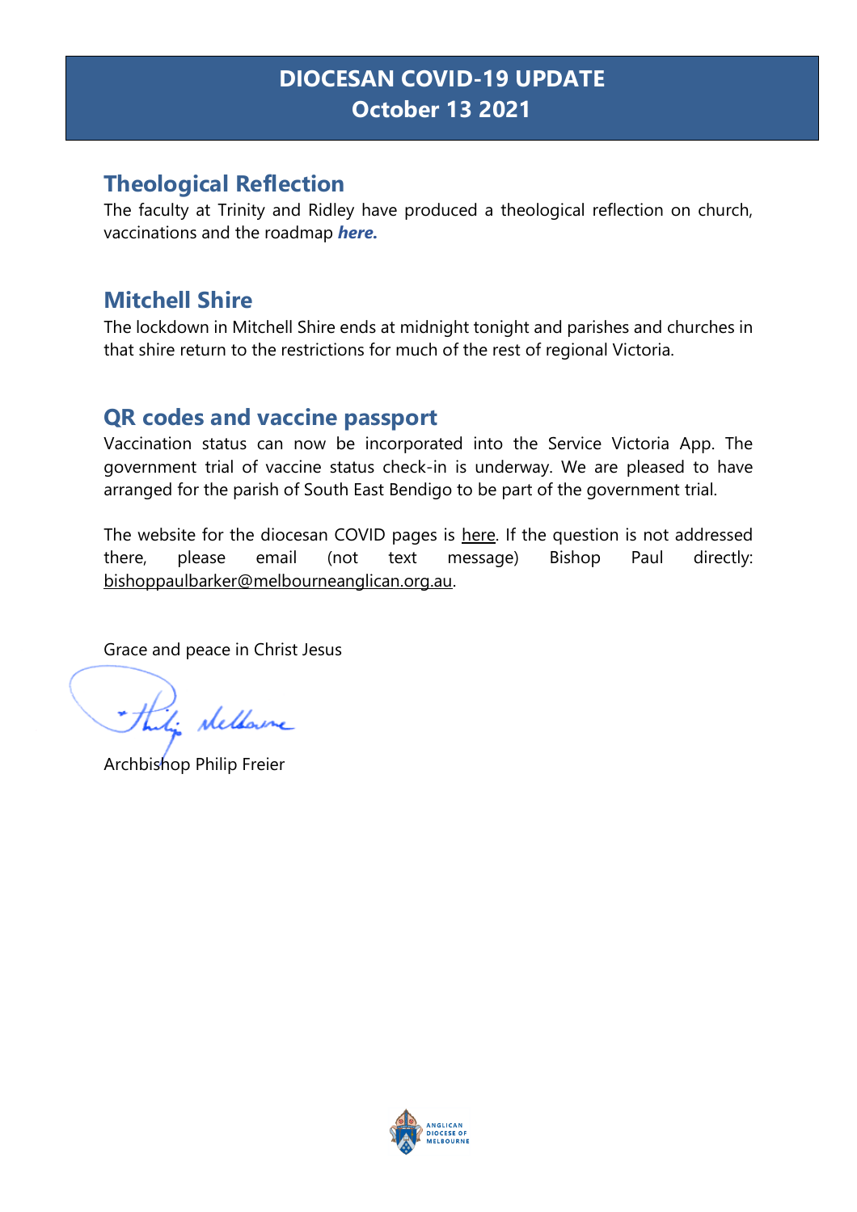# DIOCESAN COVID-19 UPDATE
# October 13 2021

## Theological Reflection

The faculty at Trinity and Ridley have produced a theological reflection on church, vaccinations and the roadmap ***here.***

## Mitchell Shire

The lockdown in Mitchell Shire ends at midnight tonight and parishes and churches in that shire return to the restrictions for much of the rest of regional Victoria.

## QR codes and vaccine passport

Vaccination status can now be incorporated into the Service Victoria App. The government trial of vaccine status check-in is underway. We are pleased to have arranged for the parish of South East Bendigo to be part of the government trial.

The website for the diocesan COVID pages is here. If the question is not addressed there, please email (not text message) Bishop Paul directly: bishoppaulbarker@melbourneanglican.org.au.

Grace and peace in Christ Jesus

Archbishop Philip Freier